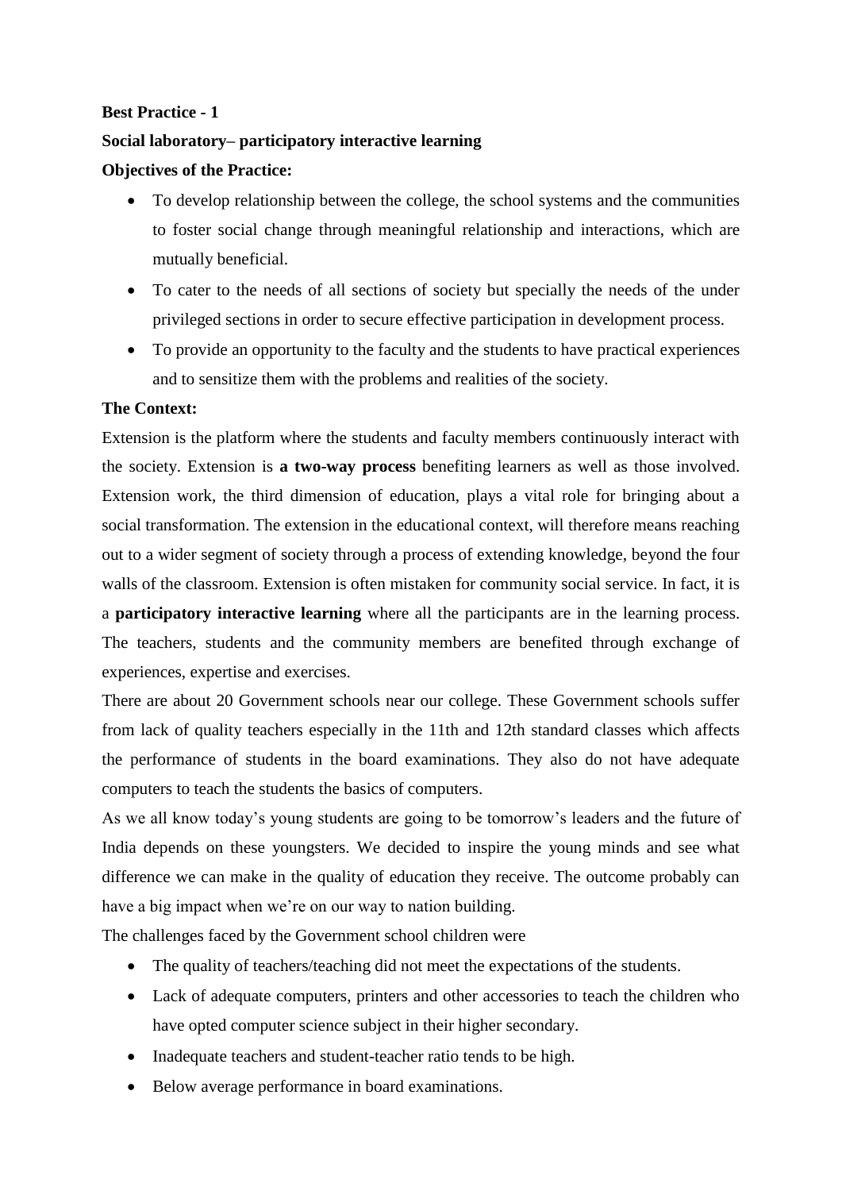**Best Practice - 1**

**Social laboratory– participatory interactive learning**

**Objectives of the Practice:**

- To develop relationship between the college, the school systems and the communities to foster social change through meaningful relationship and interactions, which are mutually beneficial.
- To cater to the needs of all sections of society but specially the needs of the under privileged sections in order to secure effective participation in development process.
- To provide an opportunity to the faculty and the students to have practical experiences and to sensitize them with the problems and realities of the society.

**The Context:**

Extension is the platform where the students and faculty members continuously interact with the society. Extension is **a two-way process** benefiting learners as well as those involved. Extension work, the third dimension of education, plays a vital role for bringing about a social transformation. The extension in the educational context, will therefore means reaching out to a wider segment of society through a process of extending knowledge, beyond the four walls of the classroom. Extension is often mistaken for community social service. In fact, it is a **participatory interactive learning** where all the participants are in the learning process. The teachers, students and the community members are benefited through exchange of experiences, expertise and exercises.

There are about 20 Government schools near our college. These Government schools suffer from lack of quality teachers especially in the 11th and 12th standard classes which affects the performance of students in the board examinations. They also do not have adequate computers to teach the students the basics of computers.

As we all know today's young students are going to be tomorrow's leaders and the future of India depends on these youngsters. We decided to inspire the young minds and see what difference we can make in the quality of education they receive. The outcome probably can have a big impact when we're on our way to nation building.

The challenges faced by the Government school children were

- The quality of teachers/teaching did not meet the expectations of the students.
- Lack of adequate computers, printers and other accessories to teach the children who have opted computer science subject in their higher secondary.
- Inadequate teachers and student-teacher ratio tends to be high.
- Below average performance in board examinations.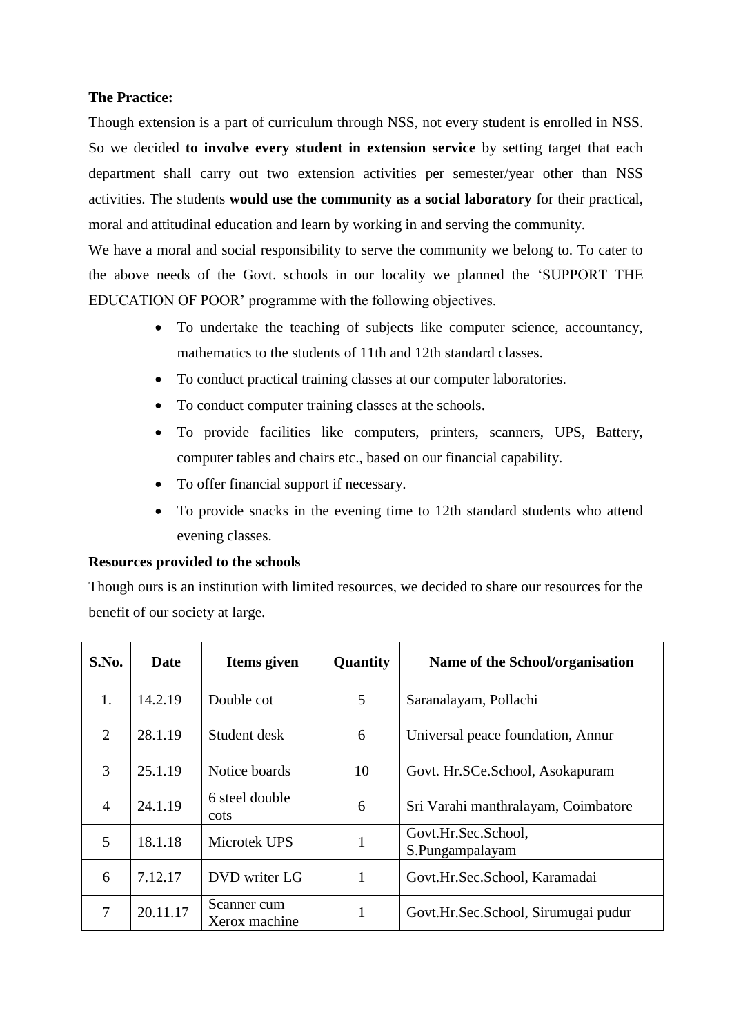**The Practice:**

Though extension is a part of curriculum through NSS, not every student is enrolled in NSS. So we decided **to involve every student in extension service** by setting target that each department shall carry out two extension activities per semester/year other than NSS activities. The students **would use the community as a social laboratory** for their practical, moral and attitudinal education and learn by working in and serving the community.

We have a moral and social responsibility to serve the community we belong to. To cater to the above needs of the Govt. schools in our locality we planned the 'SUPPORT THE EDUCATION OF POOR' programme with the following objectives.

- To undertake the teaching of subjects like computer science, accountancy, mathematics to the students of 11th and 12th standard classes.
- To conduct practical training classes at our computer laboratories.
- To conduct computer training classes at the schools.
- To provide facilities like computers, printers, scanners, UPS, Battery, computer tables and chairs etc., based on our financial capability.
- To offer financial support if necessary.
- To provide snacks in the evening time to 12th standard students who attend evening classes.

**Resources provided to the schools**

Though ours is an institution with limited resources, we decided to share our resources for the benefit of our society at large.

| S.No. | Date | Items given | Quantity | Name of the School/organisation |
|---|---|---|---|---|
| 1. | 14.2.19 | Double cot | 5 | Saranalayam, Pollachi |
| 2 | 28.1.19 | Student desk | 6 | Universal peace foundation, Annur |
| 3 | 25.1.19 | Notice boards | 10 | Govt. Hr.SCe.School, Asokapuram |
| 4 | 24.1.19 | 6 steel double cots | 6 | Sri Varahi manthralayam, Coimbatore |
| 5 | 18.1.18 | Microtek UPS | 1 | Govt.Hr.Sec.School, S.Pungampalayam |
| 6 | 7.12.17 | DVD writer LG | 1 | Govt.Hr.Sec.School, Karamadai |
| 7 | 20.11.17 | Scanner cum Xerox machine | 1 | Govt.Hr.Sec.School, Sirumugai pudur |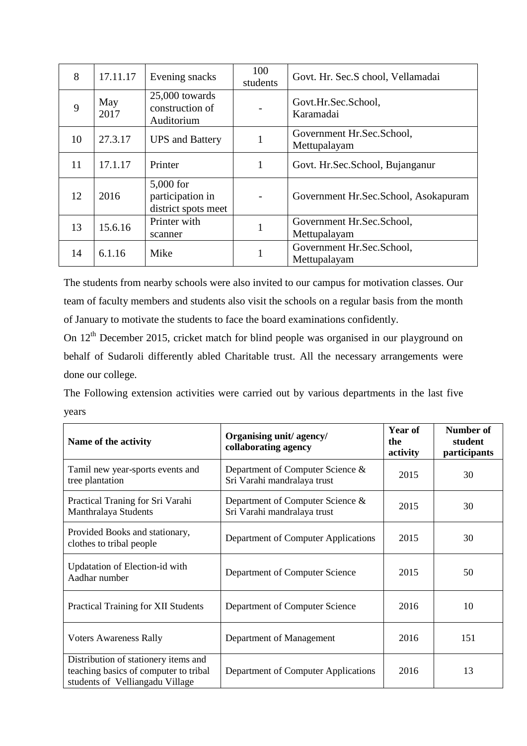| 8 | 17.11.17 | Evening snacks | 100 students | Govt. Hr. Sec.S chool, Vellamadai |
|---|---|---|---|---|
| 9 | May 2017 | 25,000 towards construction of Auditorium | - | Govt.Hr.Sec.School, Karamadai |
| 10 | 27.3.17 | UPS and Battery | 1 | Government Hr.Sec.School, Mettupalayam |
| 11 | 17.1.17 | Printer | 1 | Govt. Hr.Sec.School, Bujanganur |
| 12 | 2016 | 5,000 for participation in district spots meet | - | Government Hr.Sec.School, Asokapuram |
| 13 | 15.6.16 | Printer with scanner | 1 | Government Hr.Sec.School, Mettupalayam |
| 14 | 6.1.16 | Mike | 1 | Government Hr.Sec.School, Mettupalayam |

The students from nearby schools were also invited to our campus for motivation classes. Our team of faculty members and students also visit the schools on a regular basis from the month of January to motivate the students to face the board examinations confidently.

On 12th December 2015, cricket match for blind people was organised in our playground on behalf of Sudaroli differently abled Charitable trust. All the necessary arrangements were done our college.

The Following extension activities were carried out by various departments in the last five years

| Name of the activity | Organising unit/ agency/ collaborating agency | Year of the activity | Number of student participants |
|---|---|---|---|
| Tamil new year-sports events and tree plantation | Department of Computer Science & Sri Varahi mandralaya trust | 2015 | 30 |
| Practical Traning for Sri Varahi Manthralaya Students | Department of Computer Science & Sri Varahi mandralaya trust | 2015 | 30 |
| Provided Books and stationary, clothes to tribal people | Department of Computer Applications | 2015 | 30 |
| Updatation of Election-id with Aadhar number | Department of Computer Science | 2015 | 50 |
| Practical Training for XII Students | Department of Computer Science | 2016 | 10 |
| Voters Awareness Rally | Department of Management | 2016 | 151 |
| Distribution of stationery items and teaching basics of computer to tribal students of Velliangadu Village | Department of Computer Applications | 2016 | 13 |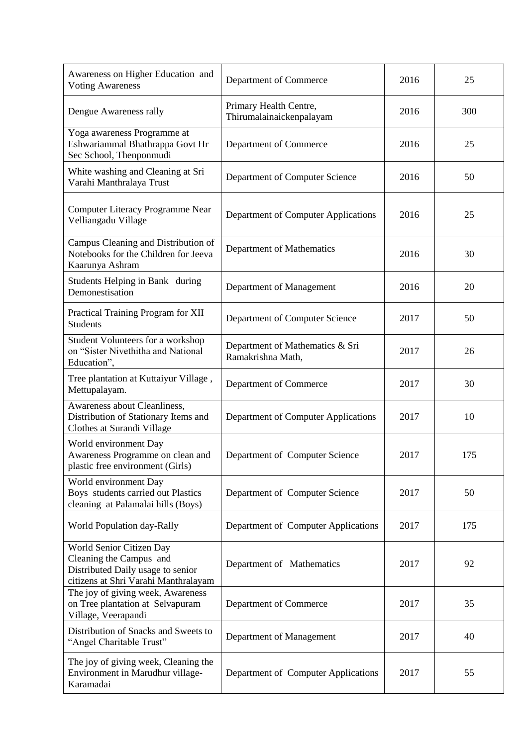| Awareness on Higher Education and Voting Awareness | Department of Commerce | 2016 | 25 |
|---|---|---|---|
| Dengue Awareness rally | Primary Health Centre, Thirumalainaickenpalayam | 2016 | 300 |
| Yoga awareness Programme at Eshwariammal Bhathrappa Govt Hr Sec School, Thenponmudi | Department of Commerce | 2016 | 25 |
| White washing and Cleaning at Sri Varahi Manthralaya Trust | Department of Computer Science | 2016 | 50 |
| Computer Literacy Programme Near Velliangadu Village | Department of Computer Applications | 2016 | 25 |
| Campus Cleaning and Distribution of Notebooks for the Children for Jeeva Kaarunya Ashram | Department of Mathematics | 2016 | 30 |
| Students Helping in Bank during Demonestisation | Department of Management | 2016 | 20 |
| Practical Training Program for XII Students | Department of Computer Science | 2017 | 50 |
| Student Volunteers for a workshop on "Sister Nivethitha and National Education", | Department of Mathematics & Sri Ramakrishna Math, | 2017 | 26 |
| Tree plantation at Kuttaiyur Village , Mettupalayam. | Department of Commerce | 2017 | 30 |
| Awareness about Cleanliness, Distribution of Stationary Items and Clothes at Surandi Village | Department of Computer Applications | 2017 | 10 |
| World environment Day Awareness Programme on clean and plastic free environment (Girls) | Department of Computer Science | 2017 | 175 |
| World environment Day Boys students carried out Plastics cleaning at Palamalai hills (Boys) | Department of Computer Science | 2017 | 50 |
| World Population day-Rally | Department of Computer Applications | 2017 | 175 |
| World Senior Citizen Day Cleaning the Campus and Distributed Daily usage to senior citizens at Shri Varahi Manthralayam | Department of Mathematics | 2017 | 92 |
| The joy of giving week, Awareness on Tree plantation at Selvapuram Village, Veerapandi | Department of Commerce | 2017 | 35 |
| Distribution of Snacks and Sweets to "Angel Charitable Trust" | Department of Management | 2017 | 40 |
| The joy of giving week, Cleaning the Environment in Marudhur village-Karamadai | Department of Computer Applications | 2017 | 55 |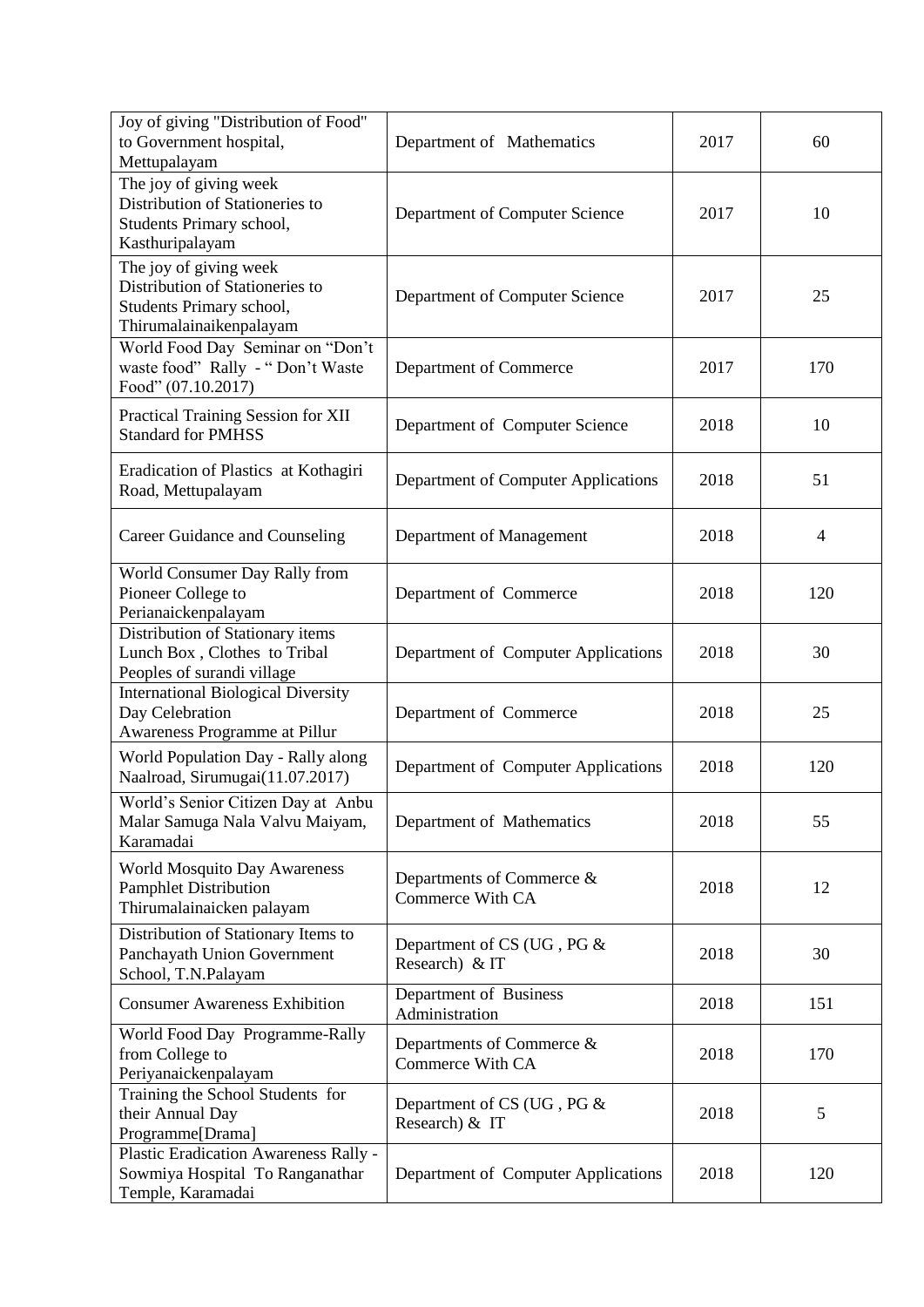| | | | |
|---|---|---|---|
| Joy of giving "Distribution of Food" to Government hospital, Mettupalayam | Department of Mathematics | 2017 | 60 |
| The joy of giving week Distribution of Stationeries to Students Primary school, Kasthuripalayam | Department of Computer Science | 2017 | 10 |
| The joy of giving week Distribution of Stationeries to Students Primary school, Thirumalainaikenpalayam | Department of Computer Science | 2017 | 25 |
| World Food Day Seminar on "Don't waste food" Rally - " Don't Waste Food" (07.10.2017) | Department of Commerce | 2017 | 170 |
| Practical Training Session for XII Standard for PMHSS | Department of Computer Science | 2018 | 10 |
| Eradication of Plastics at Kothagiri Road, Mettupalayam | Department of Computer Applications | 2018 | 51 |
| Career Guidance and Counseling | Department of Management | 2018 | 4 |
| World Consumer Day Rally from Pioneer College to Perianaickenpalayam | Department of Commerce | 2018 | 120 |
| Distribution of Stationary items Lunch Box , Clothes to Tribal Peoples of surandi village | Department of Computer Applications | 2018 | 30 |
| International Biological Diversity Day Celebration Awareness Programme at Pillur | Department of Commerce | 2018 | 25 |
| World Population Day - Rally along Naalroad, Sirumugai(11.07.2017) | Department of Computer Applications | 2018 | 120 |
| World's Senior Citizen Day at Anbu Malar Samuga Nala Valvu Maiyam, Karamadai | Department of Mathematics | 2018 | 55 |
| World Mosquito Day Awareness Pamphlet Distribution Thirumalainaicken palayam | Departments of Commerce & Commerce With CA | 2018 | 12 |
| Distribution of Stationary Items to Panchayath Union Government School, T.N.Palayam | Department of CS (UG , PG & Research) & IT | 2018 | 30 |
| Consumer Awareness Exhibition | Department of Business Administration | 2018 | 151 |
| World Food Day Programme-Rally from College to Periyanaickenpalayam | Departments of Commerce & Commerce With CA | 2018 | 170 |
| Training the School Students for their Annual Day Programme[Drama] | Department of CS (UG , PG & Research) & IT | 2018 | 5 |
| Plastic Eradication Awareness Rally - Sowmiya Hospital To Ranganathar Temple, Karamadai | Department of Computer Applications | 2018 | 120 |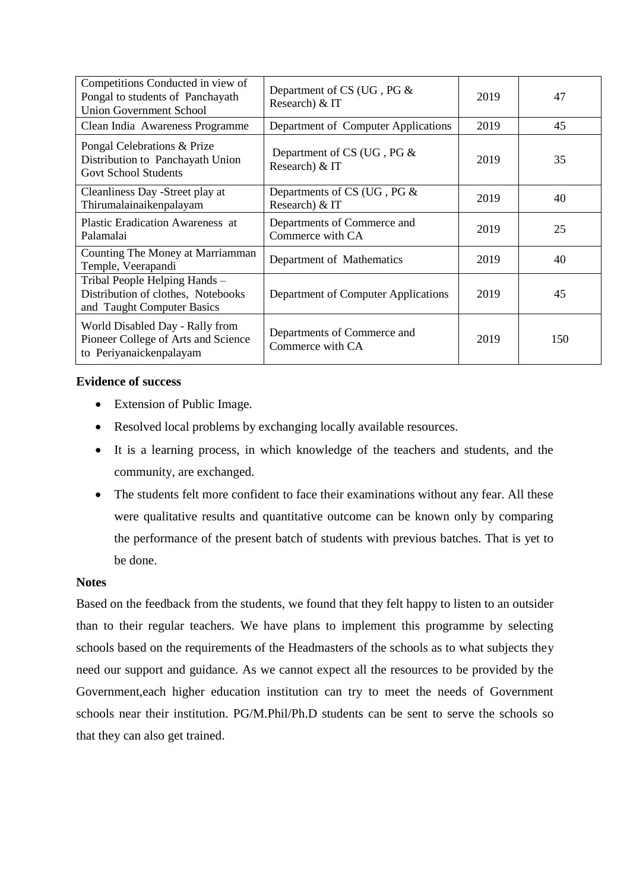| Competitions Conducted in view of Pongal to students of Panchayath Union Government School | Department of CS (UG , PG & Research) & IT | 2019 | 47 |
|---|---|---|---|
| Clean India Awareness Programme | Department of Computer Applications | 2019 | 45 |
| Pongal Celebrations & Prize Distribution to Panchayath Union Govt School Students | Department of CS (UG , PG & Research) & IT | 2019 | 35 |
| Cleanliness Day -Street play at Thirumalainaikenpalayam | Departments of CS (UG , PG & Research) & IT | 2019 | 40 |
| Plastic Eradication Awareness at Palamalai | Departments of Commerce and Commerce with CA | 2019 | 25 |
| Counting The Money at Marriamman Temple, Veerapandi | Department of Mathematics | 2019 | 40 |
| Tribal People Helping Hands – Distribution of clothes, Notebooks and Taught Computer Basics | Department of Computer Applications | 2019 | 45 |
| World Disabled Day - Rally from Pioneer College of Arts and Science to Periyanaickenpalayam | Departments of Commerce and Commerce with CA | 2019 | 150 |

**Evidence of success**

- Extension of Public Image.
- Resolved local problems by exchanging locally available resources.
- It is a learning process, in which knowledge of the teachers and students, and the community, are exchanged.
- The students felt more confident to face their examinations without any fear. All these were qualitative results and quantitative outcome can be known only by comparing the performance of the present batch of students with previous batches. That is yet to be done.

**Notes**

Based on the feedback from the students, we found that they felt happy to listen to an outsider than to their regular teachers. We have plans to implement this programme by selecting schools based on the requirements of the Headmasters of the schools as to what subjects they need our support and guidance. As we cannot expect all the resources to be provided by the Government,each higher education institution can try to meet the needs of Government schools near their institution. PG/M.Phil/Ph.D students can be sent to serve the schools so that they can also get trained.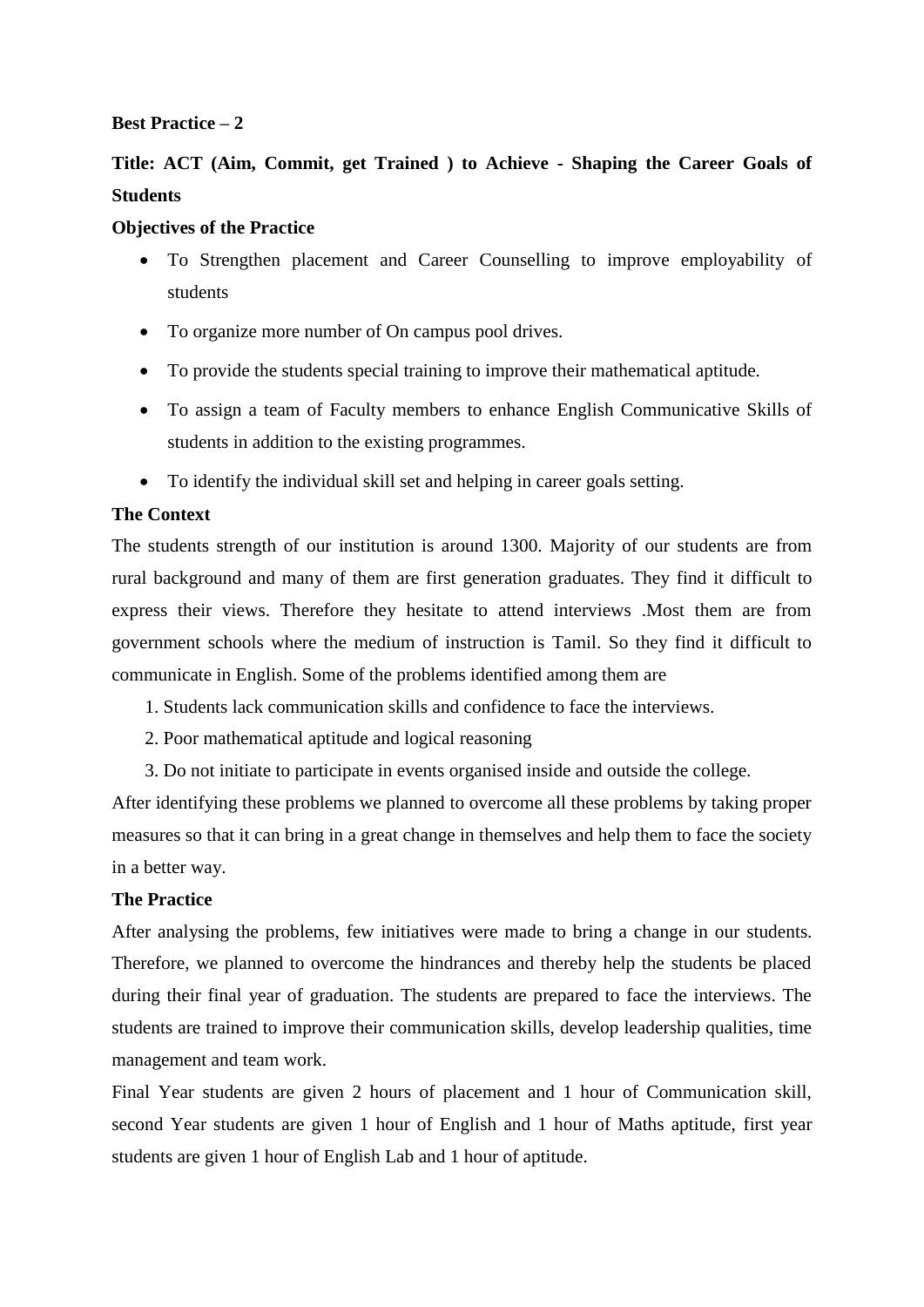**Best Practice – 2**

**Title: ACT (Aim, Commit, get Trained ) to Achieve - Shaping the Career Goals of Students**

**Objectives of the Practice**

- To Strengthen placement and Career Counselling to improve employability of students
- To organize more number of On campus pool drives.
- To provide the students special training to improve their mathematical aptitude.
- To assign a team of Faculty members to enhance English Communicative Skills of students in addition to the existing programmes.
- To identify the individual skill set and helping in career goals setting.

**The Context**

The students strength of our institution is around 1300. Majority of our students are from rural background and many of them are first generation graduates. They find it difficult to express their views. Therefore they hesitate to attend interviews .Most them are from government schools where the medium of instruction is Tamil. So they find it difficult to communicate in English. Some of the problems identified among them are

1. Students lack communication skills and confidence to face the interviews.
2. Poor mathematical aptitude and logical reasoning
3. Do not initiate to participate in events organised inside and outside the college.

After identifying these problems we planned to overcome all these problems by taking proper measures so that it can bring in a great change in themselves and help them to face the society in a better way.

**The Practice**

After analysing the problems, few initiatives were made to bring a change in our students. Therefore, we planned to overcome the hindrances and thereby help the students be placed during their final year of graduation. The students are prepared to face the interviews. The students are trained to improve their communication skills, develop leadership qualities, time management and team work.

Final Year students are given 2 hours of placement and 1 hour of Communication skill, second Year students are given 1 hour of English and 1 hour of Maths aptitude, first year students are given 1 hour of English Lab and 1 hour of aptitude.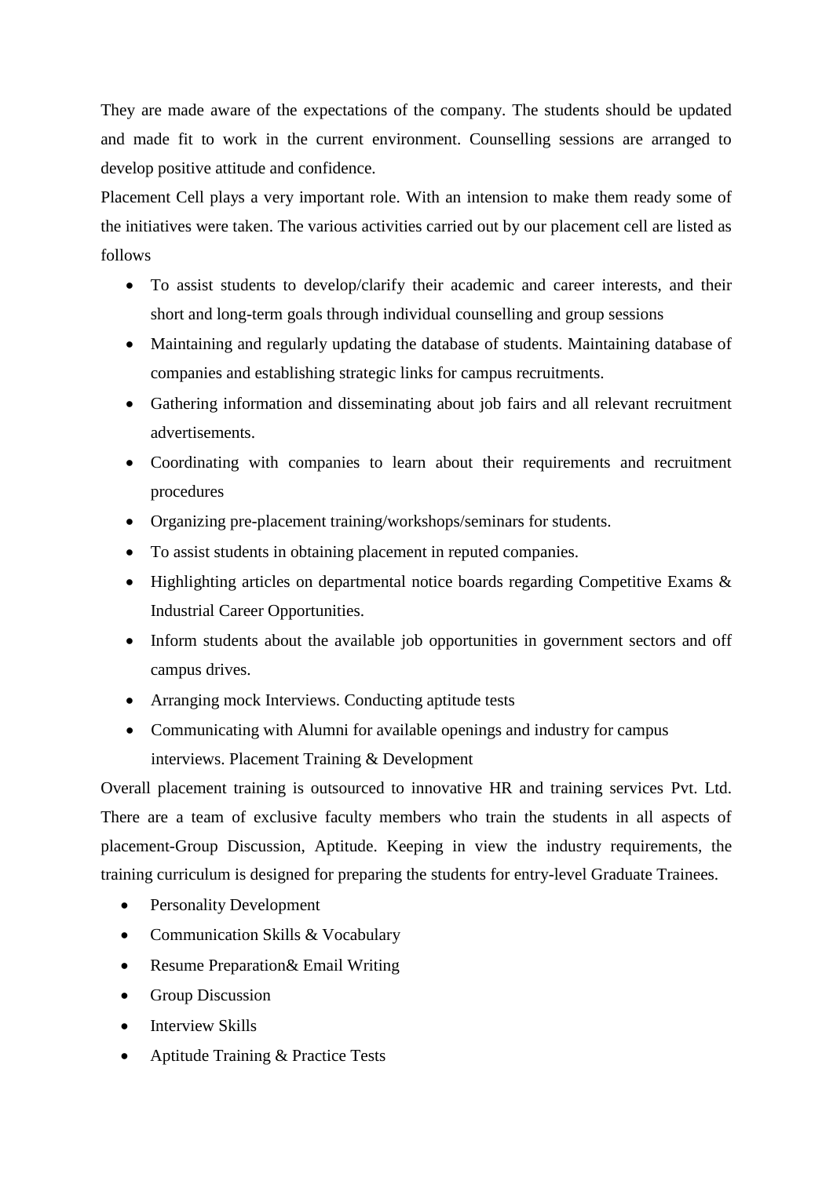They are made aware of the expectations of the company. The students should be updated and made fit to work in the current environment. Counselling sessions are arranged to develop positive attitude and confidence.

Placement Cell plays a very important role. With an intension to make them ready some of the initiatives were taken. The various activities carried out by our placement cell are listed as follows

- To assist students to develop/clarify their academic and career interests, and their short and long-term goals through individual counselling and group sessions
- Maintaining and regularly updating the database of students. Maintaining database of companies and establishing strategic links for campus recruitments.
- Gathering information and disseminating about job fairs and all relevant recruitment advertisements.
- Coordinating with companies to learn about their requirements and recruitment procedures
- Organizing pre-placement training/workshops/seminars for students.
- To assist students in obtaining placement in reputed companies.
- Highlighting articles on departmental notice boards regarding Competitive Exams & Industrial Career Opportunities.
- Inform students about the available job opportunities in government sectors and off campus drives.
- Arranging mock Interviews. Conducting aptitude tests
- Communicating with Alumni for available openings and industry for campus interviews. Placement Training & Development

Overall placement training is outsourced to innovative HR and training services Pvt. Ltd. There are a team of exclusive faculty members who train the students in all aspects of placement-Group Discussion, Aptitude. Keeping in view the industry requirements, the training curriculum is designed for preparing the students for entry-level Graduate Trainees.

- Personality Development
- Communication Skills & Vocabulary
- Resume Preparation& Email Writing
- Group Discussion
- Interview Skills
- Aptitude Training & Practice Tests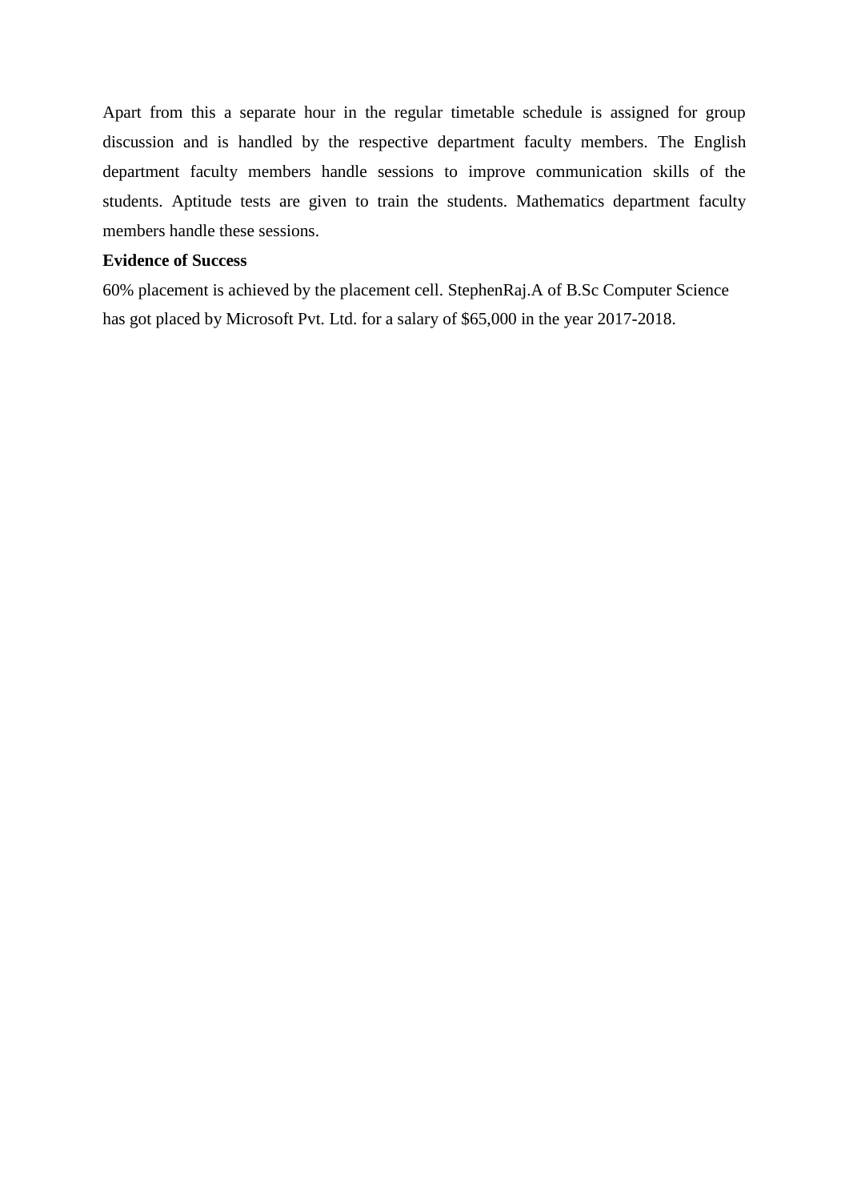Apart from this a separate hour in the regular timetable schedule is assigned for group discussion and is handled by the respective department faculty members. The English department faculty members handle sessions to improve communication skills of the students. Aptitude tests are given to train the students. Mathematics department faculty members handle these sessions.

**Evidence of Success**

60% placement is achieved by the placement cell. StephenRaj.A of B.Sc Computer Science has got placed by Microsoft Pvt. Ltd. for a salary of $65,000 in the year 2017-2018.